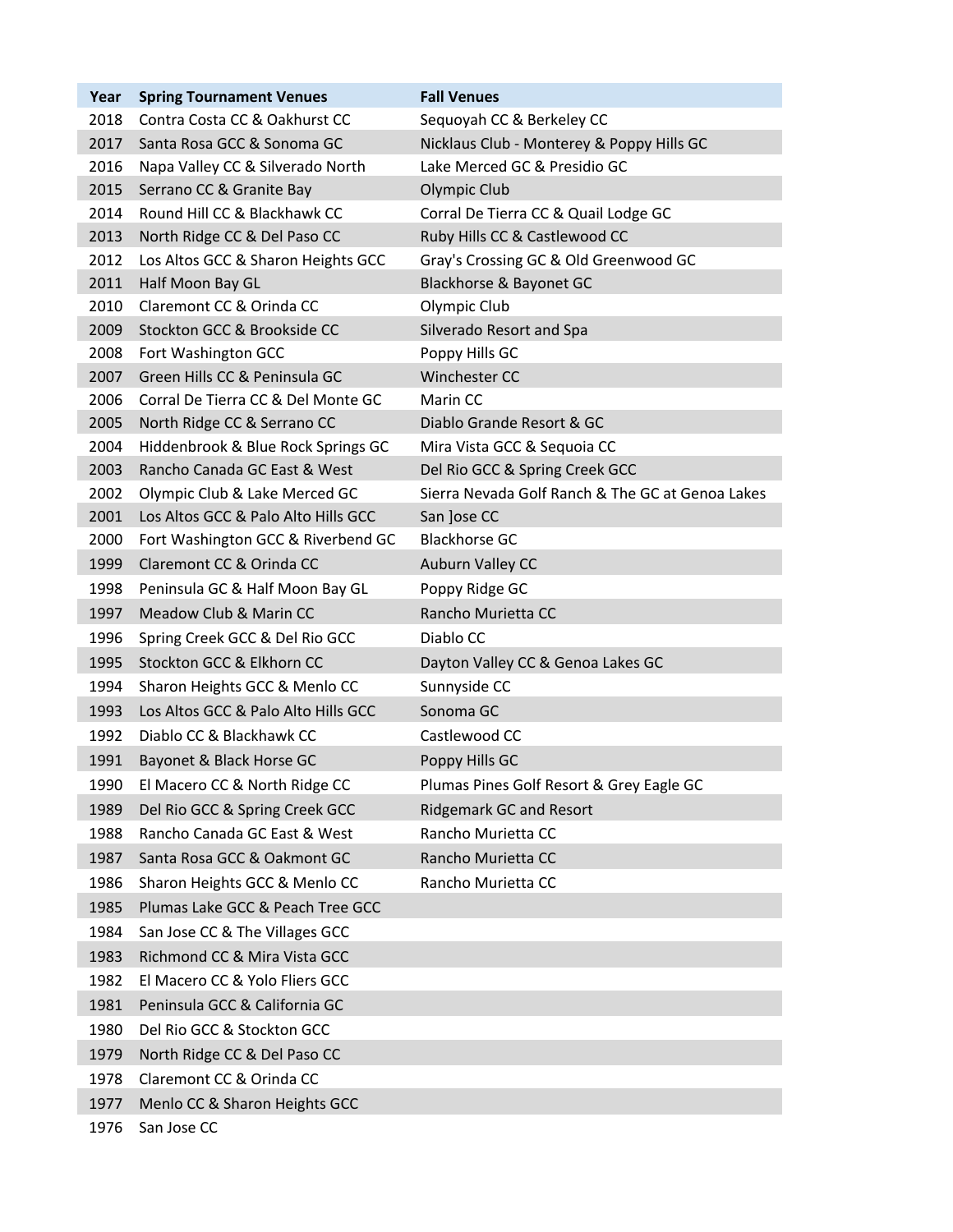| Year | Spring Tournament Venues | Fall Venues |
|---|---|---|
| 2018 | Contra Costa CC & Oakhurst CC | Sequoyah CC & Berkeley CC |
| 2017 | Santa Rosa GCC & Sonoma GC | Nicklaus Club - Monterey & Poppy Hills GC |
| 2016 | Napa Valley CC & Silverado North | Lake Merced GC & Presidio GC |
| 2015 | Serrano CC & Granite Bay | Olympic Club |
| 2014 | Round Hill CC & Blackhawk CC | Corral De Tierra CC & Quail Lodge GC |
| 2013 | North Ridge CC & Del Paso CC | Ruby Hills CC & Castlewood CC |
| 2012 | Los Altos GCC & Sharon Heights GCC | Gray's Crossing GC & Old Greenwood GC |
| 2011 | Half Moon Bay GL | Blackhorse & Bayonet GC |
| 2010 | Claremont CC & Orinda CC | Olympic Club |
| 2009 | Stockton GCC & Brookside CC | Silverado Resort and Spa |
| 2008 | Fort Washington GCC | Poppy Hills GC |
| 2007 | Green Hills CC & Peninsula GC | Winchester CC |
| 2006 | Corral De Tierra CC & Del Monte GC | Marin CC |
| 2005 | North Ridge CC & Serrano CC | Diablo Grande Resort & GC |
| 2004 | Hiddenbrook & Blue Rock Springs GC | Mira Vista GCC & Sequoia CC |
| 2003 | Rancho Canada GC East & West | Del Rio GCC & Spring Creek GCC |
| 2002 | Olympic Club & Lake Merced GC | Sierra Nevada Golf Ranch & The GC at Genoa Lakes |
| 2001 | Los Altos GCC & Palo Alto Hills GCC | San ]ose CC |
| 2000 | Fort Washington GCC & Riverbend GC | Blackhorse GC |
| 1999 | Claremont CC & Orinda CC | Auburn Valley CC |
| 1998 | Peninsula GC & Half Moon Bay GL | Poppy Ridge GC |
| 1997 | Meadow Club & Marin CC | Rancho Murietta CC |
| 1996 | Spring Creek GCC & Del Rio GCC | Diablo CC |
| 1995 | Stockton GCC & Elkhorn CC | Dayton Valley CC & Genoa Lakes GC |
| 1994 | Sharon Heights GCC & Menlo CC | Sunnyside CC |
| 1993 | Los Altos GCC & Palo Alto Hills GCC | Sonoma GC |
| 1992 | Diablo CC & Blackhawk CC | Castlewood CC |
| 1991 | Bayonet & Black Horse GC | Poppy Hills GC |
| 1990 | El Macero CC & North Ridge CC | Plumas Pines Golf Resort & Grey Eagle GC |
| 1989 | Del Rio GCC & Spring Creek GCC | Ridgemark GC and Resort |
| 1988 | Rancho Canada GC East & West | Rancho Murietta CC |
| 1987 | Santa Rosa GCC & Oakmont GC | Rancho Murietta CC |
| 1986 | Sharon Heights GCC & Menlo CC | Rancho Murietta CC |
| 1985 | Plumas Lake GCC & Peach Tree GCC | |
| 1984 | San Jose CC & The Villages GCC | |
| 1983 | Richmond CC & Mira Vista GCC | |
| 1982 | El Macero CC & Yolo Fliers GCC | |
| 1981 | Peninsula GCC & California GC | |
| 1980 | Del Rio GCC & Stockton GCC | |
| 1979 | North Ridge CC & Del Paso CC | |
| 1978 | Claremont CC & Orinda CC | |
| 1977 | Menlo CC & Sharon Heights GCC | |
| 1976 | San Jose CC | |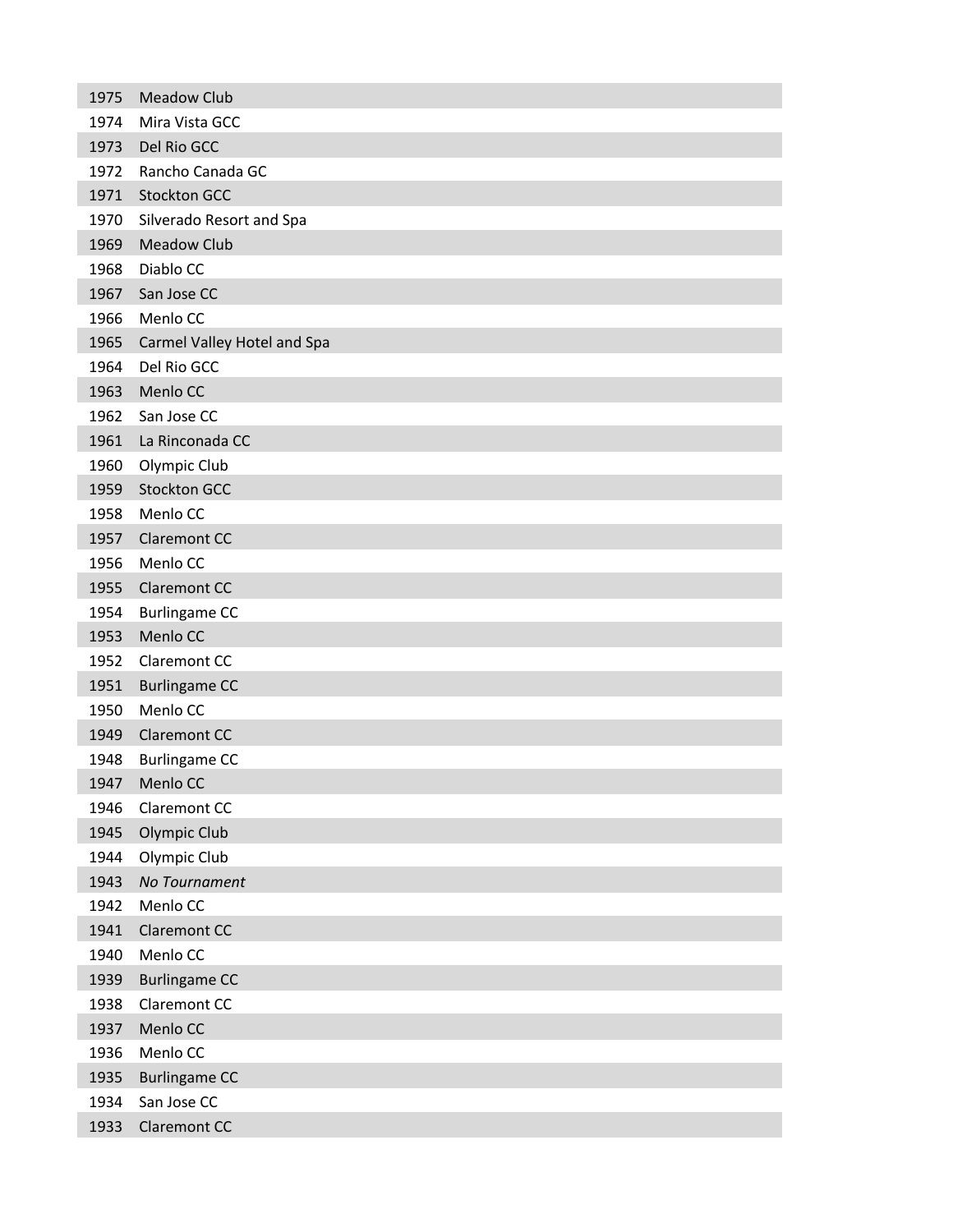| | |
|---|---|
| 1975 | Meadow Club |
| 1974 | Mira Vista GCC |
| 1973 | Del Rio GCC |
| 1972 | Rancho Canada GC |
| 1971 | Stockton GCC |
| 1970 | Silverado Resort and Spa |
| 1969 | Meadow Club |
| 1968 | Diablo CC |
| 1967 | San Jose CC |
| 1966 | Menlo CC |
| 1965 | Carmel Valley Hotel and Spa |
| 1964 | Del Rio GCC |
| 1963 | Menlo CC |
| 1962 | San Jose CC |
| 1961 | La Rinconada CC |
| 1960 | Olympic Club |
| 1959 | Stockton GCC |
| 1958 | Menlo CC |
| 1957 | Claremont CC |
| 1956 | Menlo CC |
| 1955 | Claremont CC |
| 1954 | Burlingame CC |
| 1953 | Menlo CC |
| 1952 | Claremont CC |
| 1951 | Burlingame CC |
| 1950 | Menlo CC |
| 1949 | Claremont CC |
| 1948 | Burlingame CC |
| 1947 | Menlo CC |
| 1946 | Claremont CC |
| 1945 | Olympic Club |
| 1944 | Olympic Club |
| 1943 | *No Tournament* |
| 1942 | Menlo CC |
| 1941 | Claremont CC |
| 1940 | Menlo CC |
| 1939 | Burlingame CC |
| 1938 | Claremont CC |
| 1937 | Menlo CC |
| 1936 | Menlo CC |
| 1935 | Burlingame CC |
| 1934 | San Jose CC |
| 1933 | Claremont CC |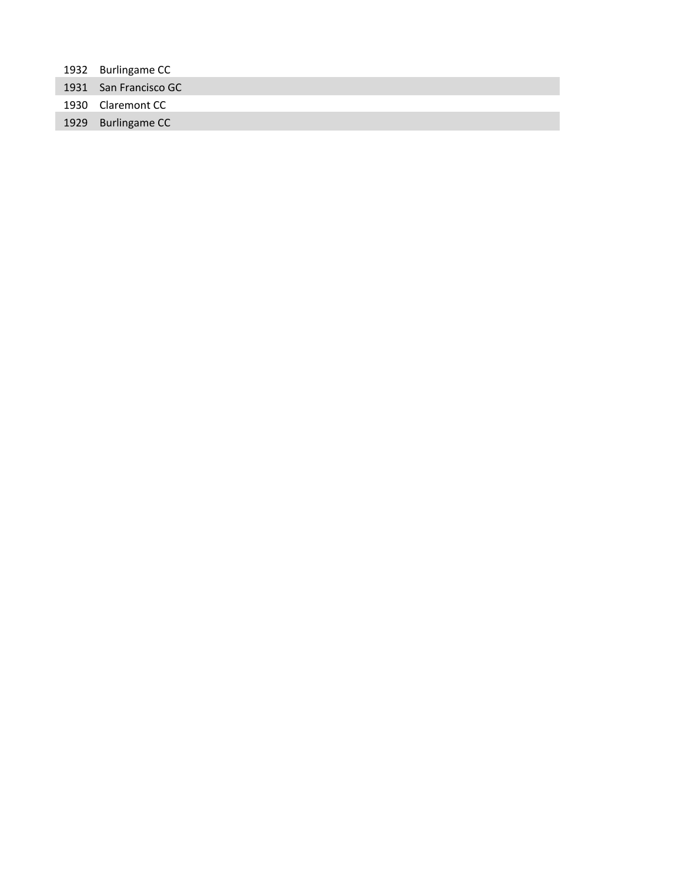| | |
|---|---|
| 1932 | Burlingame CC |
| 1931 | San Francisco GC |
| 1930 | Claremont CC |
| 1929 | Burlingame CC |